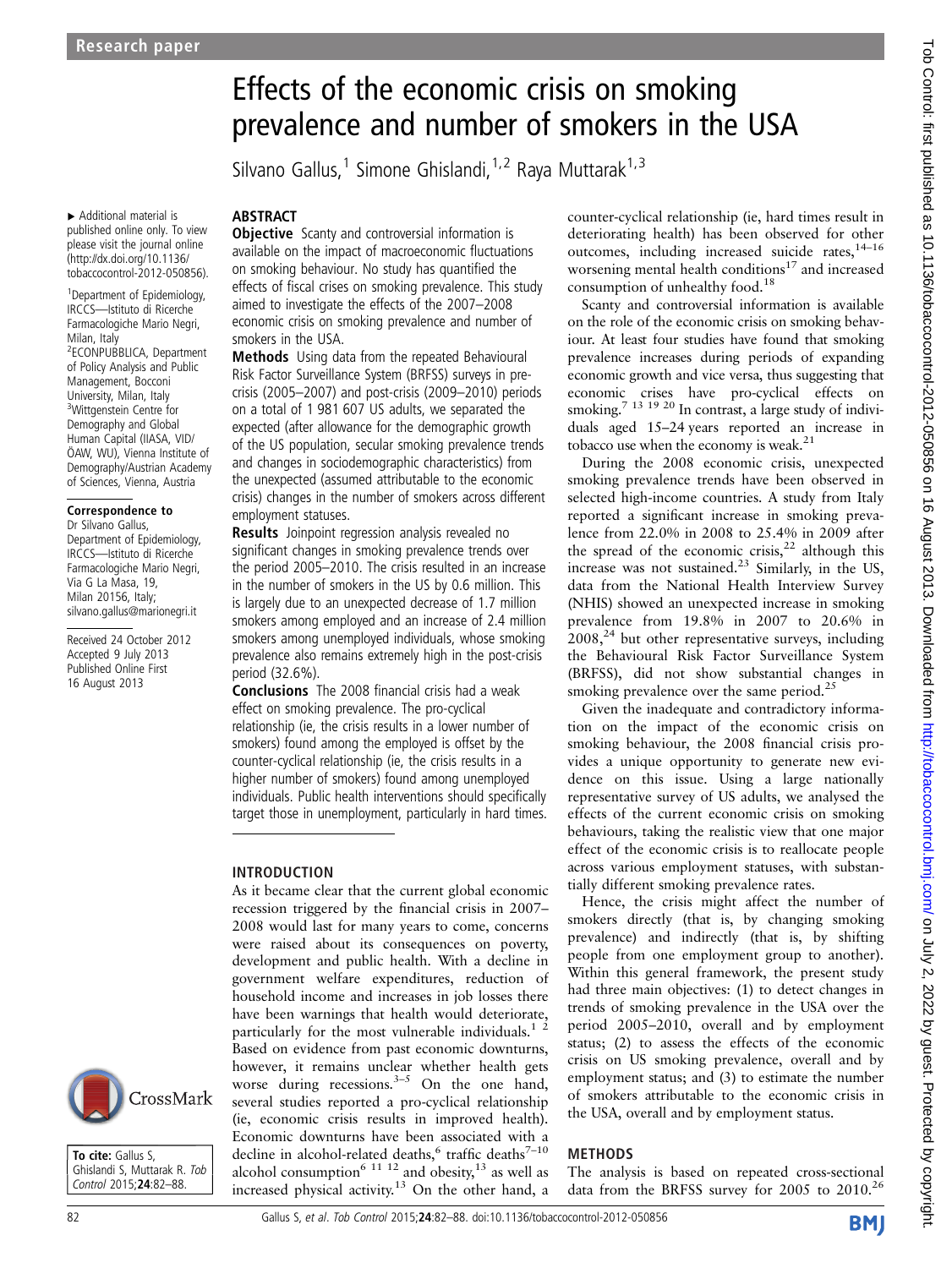# Effects of the economic crisis on smoking prevalence and number of smokers in the USA

Silvano Gallus,[1] Simone Ghislandi,[1,2] Raya Muttarak[1,3]

▸ Additional material is published online only. To view please visit the journal online (http://dx.doi.org/10.1136/tobaccocontrol-2012-050856).

[1]Department of Epidemiology, IRCCS—Istituto di Ricerche Farmacologiche Mario Negri, Milan, Italy
[2]ECONPUBBLICA, Department of Policy Analysis and Public Management, Bocconi University, Milan, Italy
[3]Wittgenstein Centre for Demography and Global Human Capital (IIASA, VID/ÖAW, WU), Vienna Institute of Demography/Austrian Academy of Sciences, Vienna, Austria

**Correspondence to**
Dr Silvano Gallus, Department of Epidemiology, IRCCS—Istituto di Ricerche Farmacologiche Mario Negri, Via G La Masa, 19, Milan 20156, Italy; silvano.gallus@marionegri.it

Received 24 October 2012
Accepted 9 July 2013
Published Online First 16 August 2013

**To cite:** Gallus S, Ghislandi S, Muttarak R. *Tob Control* 2015;**24**:82–88.

## ABSTRACT

**Objective** Scanty and controversial information is available on the impact of macroeconomic fluctuations on smoking behaviour. No study has quantified the effects of fiscal crises on smoking prevalence. This study aimed to investigate the effects of the 2007–2008 economic crisis on smoking prevalence and number of smokers in the USA.

**Methods** Using data from the repeated Behavioural Risk Factor Surveillance System (BRFSS) surveys in pre-crisis (2005–2007) and post-crisis (2009–2010) periods on a total of 1 981 607 US adults, we separated the expected (after allowance for the demographic growth of the US population, secular smoking prevalence trends and changes in sociodemographic characteristics) from the unexpected (assumed attributable to the economic crisis) changes in the number of smokers across different employment statuses.

**Results** Joinpoint regression analysis revealed no significant changes in smoking prevalence trends over the period 2005–2010. The crisis resulted in an increase in the number of smokers in the US by 0.6 million. This is largely due to an unexpected decrease of 1.7 million smokers among employed and an increase of 2.4 million smokers among unemployed individuals, whose smoking prevalence also remains extremely high in the post-crisis period (32.6%).

**Conclusions** The 2008 financial crisis had a weak effect on smoking prevalence. The pro-cyclical relationship (ie, the crisis results in a lower number of smokers) found among the employed is offset by the counter-cyclical relationship (ie, the crisis results in a higher number of smokers) found among unemployed individuals. Public health interventions should specifically target those in unemployment, particularly in hard times.

## INTRODUCTION

As it became clear that the current global economic recession triggered by the financial crisis in 2007–2008 would last for many years to come, concerns were raised about its consequences on poverty, development and public health. With a decline in government welfare expenditures, reduction of household income and increases in job losses there have been warnings that health would deteriorate, particularly for the most vulnerable individuals.[1,2] Based on evidence from past economic downturns, however, it remains unclear whether health gets worse during recessions.[3–5] On the one hand, several studies reported a pro-cyclical relationship (ie, economic crisis results in improved health). Economic downturns have been associated with a decline in alcohol-related deaths,[6] traffic deaths[7–10] alcohol consumption[6,11,12] and obesity,[13] as well as increased physical activity.[13] On the other hand, a counter-cyclical relationship (ie, hard times result in deteriorating health) has been observed for other outcomes, including increased suicide rates,[14–16] worsening mental health conditions[17] and increased consumption of unhealthy food.[18]

Scanty and controversial information is available on the role of the economic crisis on smoking behaviour. At least four studies have found that smoking prevalence increases during periods of expanding economic growth and vice versa, thus suggesting that economic crises have pro-cyclical effects on smoking.[7,13,19,20] In contrast, a large study of individuals aged 15–24 years reported an increase in tobacco use when the economy is weak.[21]

During the 2008 economic crisis, unexpected smoking prevalence trends have been observed in selected high-income countries. A study from Italy reported a significant increase in smoking prevalence from 22.0% in 2008 to 25.4% in 2009 after the spread of the economic crisis,[22] although this increase was not sustained.[23] Similarly, in the US, data from the National Health Interview Survey (NHIS) showed an unexpected increase in smoking prevalence from 19.8% in 2007 to 20.6% in 2008,[24] but other representative surveys, including the Behavioural Risk Factor Surveillance System (BRFSS), did not show substantial changes in smoking prevalence over the same period.[25]

Given the inadequate and contradictory information on the impact of the economic crisis on smoking behaviour, the 2008 financial crisis provides a unique opportunity to generate new evidence on this issue. Using a large nationally representative survey of US adults, we analysed the effects of the current economic crisis on smoking behaviours, taking the realistic view that one major effect of the economic crisis is to reallocate people across various employment statuses, with substantially different smoking prevalence rates.

Hence, the crisis might affect the number of smokers directly (that is, by changing smoking prevalence) and indirectly (that is, by shifting people from one employment group to another). Within this general framework, the present study had three main objectives: (1) to detect changes in trends of smoking prevalence in the USA over the period 2005–2010, overall and by employment status; (2) to assess the effects of the economic crisis on US smoking prevalence, overall and by employment status; and (3) to estimate the number of smokers attributable to the economic crisis in the USA, overall and by employment status.

## METHODS

The analysis is based on repeated cross-sectional data from the BRFSS survey for 2005 to 2010.[26]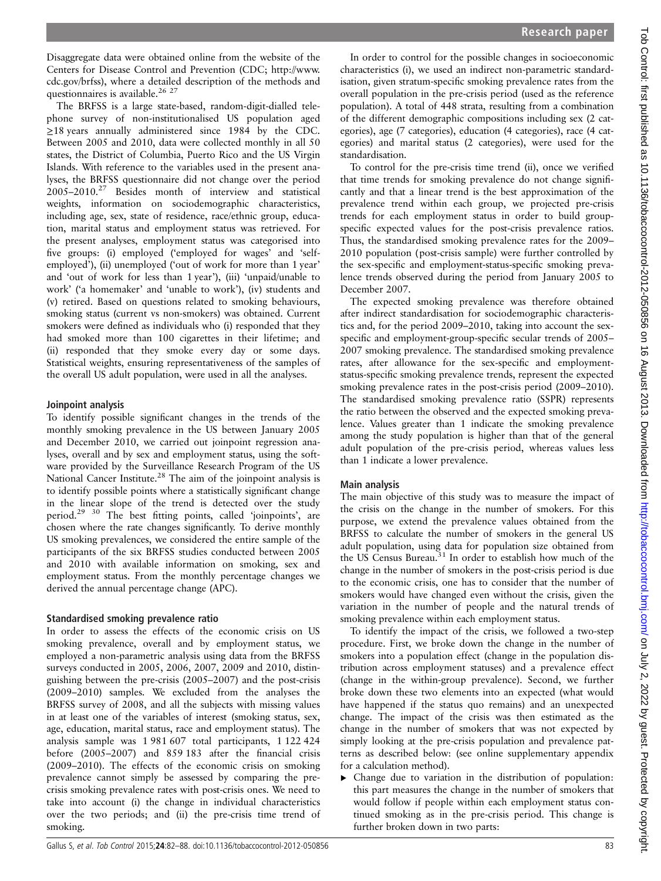Disaggregate data were obtained online from the website of the Centers for Disease Control and Prevention (CDC; http://www.cdc.gov/brfss), where a detailed description of the methods and questionnaires is available.[26 27]

The BRFSS is a large state-based, random-digit-dialled telephone survey of non-institutionalised US population aged ≥18 years annually administered since 1984 by the CDC. Between 2005 and 2010, data were collected monthly in all 50 states, the District of Columbia, Puerto Rico and the US Virgin Islands. With reference to the variables used in the present analyses, the BRFSS questionnaire did not change over the period 2005–2010.[27] Besides month of interview and statistical weights, information on sociodemographic characteristics, including age, sex, state of residence, race/ethnic group, education, marital status and employment status was retrieved. For the present analyses, employment status was categorised into five groups: (i) employed ('employed for wages' and 'self-employed'), (ii) unemployed ('out of work for more than 1 year' and 'out of work for less than 1 year'), (iii) 'unpaid/unable to work' ('a homemaker' and 'unable to work'), (iv) students and (v) retired. Based on questions related to smoking behaviours, smoking status (current vs non-smokers) was obtained. Current smokers were defined as individuals who (i) responded that they had smoked more than 100 cigarettes in their lifetime; and (ii) responded that they smoke every day or some days. Statistical weights, ensuring representativeness of the samples of the overall US adult population, were used in all the analyses.

### Joinpoint analysis

To identify possible significant changes in the trends of the monthly smoking prevalence in the US between January 2005 and December 2010, we carried out joinpoint regression analyses, overall and by sex and employment status, using the software provided by the Surveillance Research Program of the US National Cancer Institute.[28] The aim of the joinpoint analysis is to identify possible points where a statistically significant change in the linear slope of the trend is detected over the study period.[29 30] The best fitting points, called 'joinpoints', are chosen where the rate changes significantly. To derive monthly US smoking prevalences, we considered the entire sample of the participants of the six BRFSS studies conducted between 2005 and 2010 with available information on smoking, sex and employment status. From the monthly percentage changes we derived the annual percentage change (APC).

### Standardised smoking prevalence ratio

In order to assess the effects of the economic crisis on US smoking prevalence, overall and by employment status, we employed a non-parametric analysis using data from the BRFSS surveys conducted in 2005, 2006, 2007, 2009 and 2010, distinguishing between the pre-crisis (2005–2007) and the post-crisis (2009–2010) samples. We excluded from the analyses the BRFSS survey of 2008, and all the subjects with missing values in at least one of the variables of interest (smoking status, sex, age, education, marital status, race and employment status). The analysis sample was 1 981 607 total participants, 1 122 424 before (2005–2007) and 859 183 after the financial crisis (2009–2010). The effects of the economic crisis on smoking prevalence cannot simply be assessed by comparing the pre-crisis smoking prevalence rates with post-crisis ones. We need to take into account (i) the change in individual characteristics over the two periods; and (ii) the pre-crisis time trend of smoking.

In order to control for the possible changes in socioeconomic characteristics (i), we used an indirect non-parametric standardisation, given stratum-specific smoking prevalence rates from the overall population in the pre-crisis period (used as the reference population). A total of 448 strata, resulting from a combination of the different demographic compositions including sex (2 categories), age (7 categories), education (4 categories), race (4 categories) and marital status (2 categories), were used for the standardisation.

To control for the pre-crisis time trend (ii), once we verified that time trends for smoking prevalence do not change significantly and that a linear trend is the best approximation of the prevalence trend within each group, we projected pre-crisis trends for each employment status in order to build group-specific expected values for the post-crisis prevalence ratios. Thus, the standardised smoking prevalence rates for the 2009–2010 population (post-crisis sample) were further controlled by the sex-specific and employment-status-specific smoking prevalence trends observed during the period from January 2005 to December 2007.

The expected smoking prevalence was therefore obtained after indirect standardisation for sociodemographic characteristics and, for the period 2009–2010, taking into account the sex-specific and employment-group-specific secular trends of 2005–2007 smoking prevalence. The standardised smoking prevalence rates, after allowance for the sex-specific and employment-status-specific smoking prevalence trends, represent the expected smoking prevalence rates in the post-crisis period (2009–2010). The standardised smoking prevalence ratio (SSPR) represents the ratio between the observed and the expected smoking prevalence. Values greater than 1 indicate the smoking prevalence among the study population is higher than that of the general adult population of the pre-crisis period, whereas values less than 1 indicate a lower prevalence.

### Main analysis

The main objective of this study was to measure the impact of the crisis on the change in the number of smokers. For this purpose, we extend the prevalence values obtained from the BRFSS to calculate the number of smokers in the general US adult population, using data for population size obtained from the US Census Bureau.[31] In order to establish how much of the change in the number of smokers in the post-crisis period is due to the economic crisis, one has to consider that the number of smokers would have changed even without the crisis, given the variation in the number of people and the natural trends of smoking prevalence within each employment status.

To identify the impact of the crisis, we followed a two-step procedure. First, we broke down the change in the number of smokers into a population effect (change in the population distribution across employment statuses) and a prevalence effect (change in the within-group prevalence). Second, we further broke down these two elements into an expected (what would have happened if the status quo remains) and an unexpected change. The impact of the crisis was then estimated as the change in the number of smokers that was not expected by simply looking at the pre-crisis population and prevalence patterns as described below: (see online supplementary appendix for a calculation method).

- Change due to variation in the distribution of population: this part measures the change in the number of smokers that would follow if people within each employment status continued smoking as in the pre-crisis period. This change is further broken down in two parts: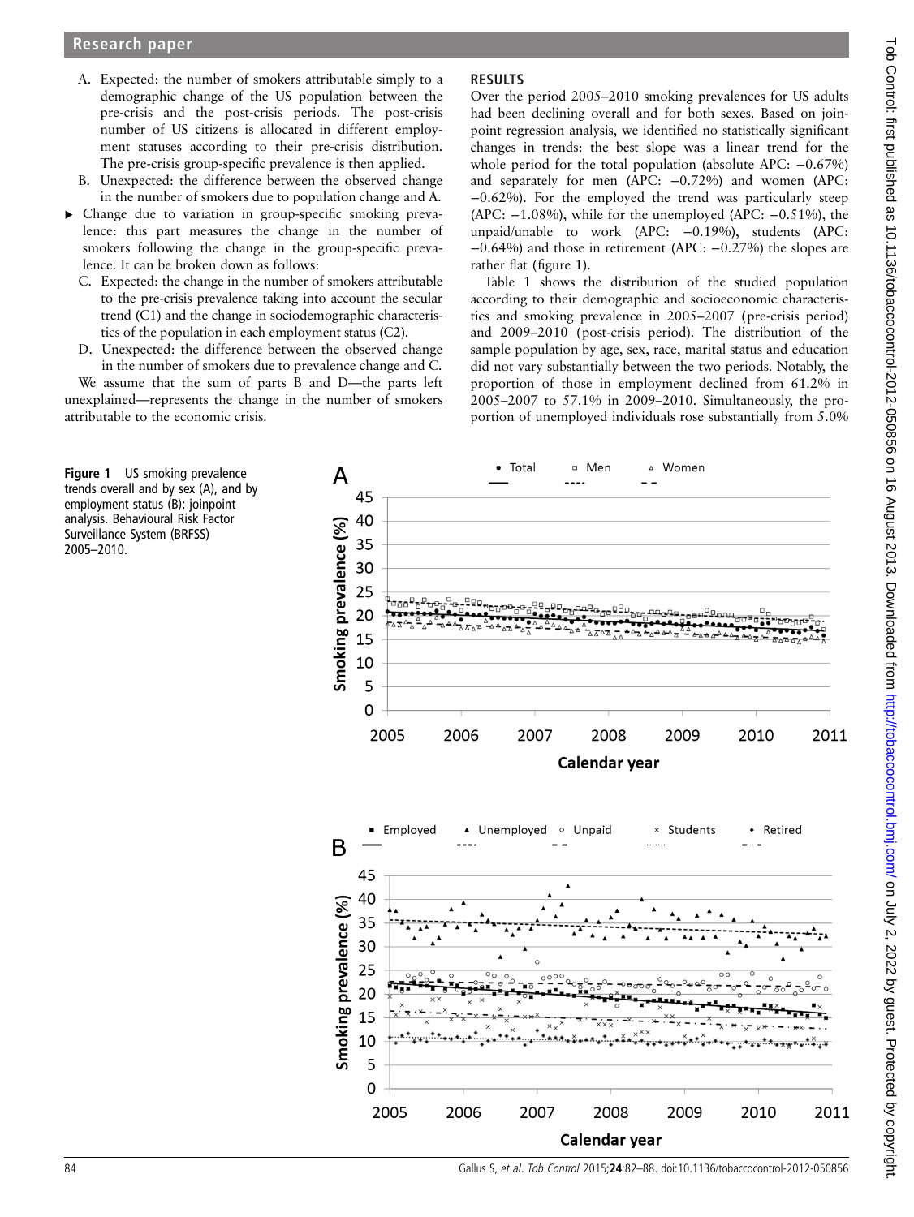A. Expected: the number of smokers attributable simply to a demographic change of the US population between the pre-crisis and the post-crisis periods. The post-crisis number of US citizens is allocated in different employment statuses according to their pre-crisis distribution. The pre-crisis group-specific prevalence is then applied.
B. Unexpected: the difference between the observed change in the number of smokers due to population change and A.

- Change due to variation in group-specific smoking prevalence: this part measures the change in the number of smokers following the change in the group-specific prevalence. It can be broken down as follows:

C. Expected: the change in the number of smokers attributable to the pre-crisis prevalence taking into account the secular trend (C1) and the change in sociodemographic characteristics of the population in each employment status (C2).
D. Unexpected: the difference between the observed change in the number of smokers due to prevalence change and C.

We assume that the sum of parts B and D—the parts left unexplained—represents the change in the number of smokers attributable to the economic crisis.

## RESULTS

Over the period 2005–2010 smoking prevalences for US adults had been declining overall and for both sexes. Based on joinpoint regression analysis, we identified no statistically significant changes in trends: the best slope was a linear trend for the whole period for the total population (absolute APC: −0.67%) and separately for men (APC: −0.72%) and women (APC: −0.62%). For the employed the trend was particularly steep (APC: −1.08%), while for the unemployed (APC: −0.51%), the unpaid/unable to work (APC: −0.19%), students (APC: −0.64%) and those in retirement (APC: −0.27%) the slopes are rather flat (figure 1).

Table 1 shows the distribution of the studied population according to their demographic and socioeconomic characteristics and smoking prevalence in 2005–2007 (pre-crisis period) and 2009–2010 (post-crisis period). The distribution of the sample population by age, sex, race, marital status and education did not vary substantially between the two periods. Notably, the proportion of those in employment declined from 61.2% in 2005–2007 to 57.1% in 2009–2010. Simultaneously, the proportion of unemployed individuals rose substantially from 5.0%

**Figure 1** US smoking prevalence trends overall and by sex (A), and by employment status (B): joinpoint analysis. Behavioural Risk Factor Surveillance System (BRFSS) 2005–2010.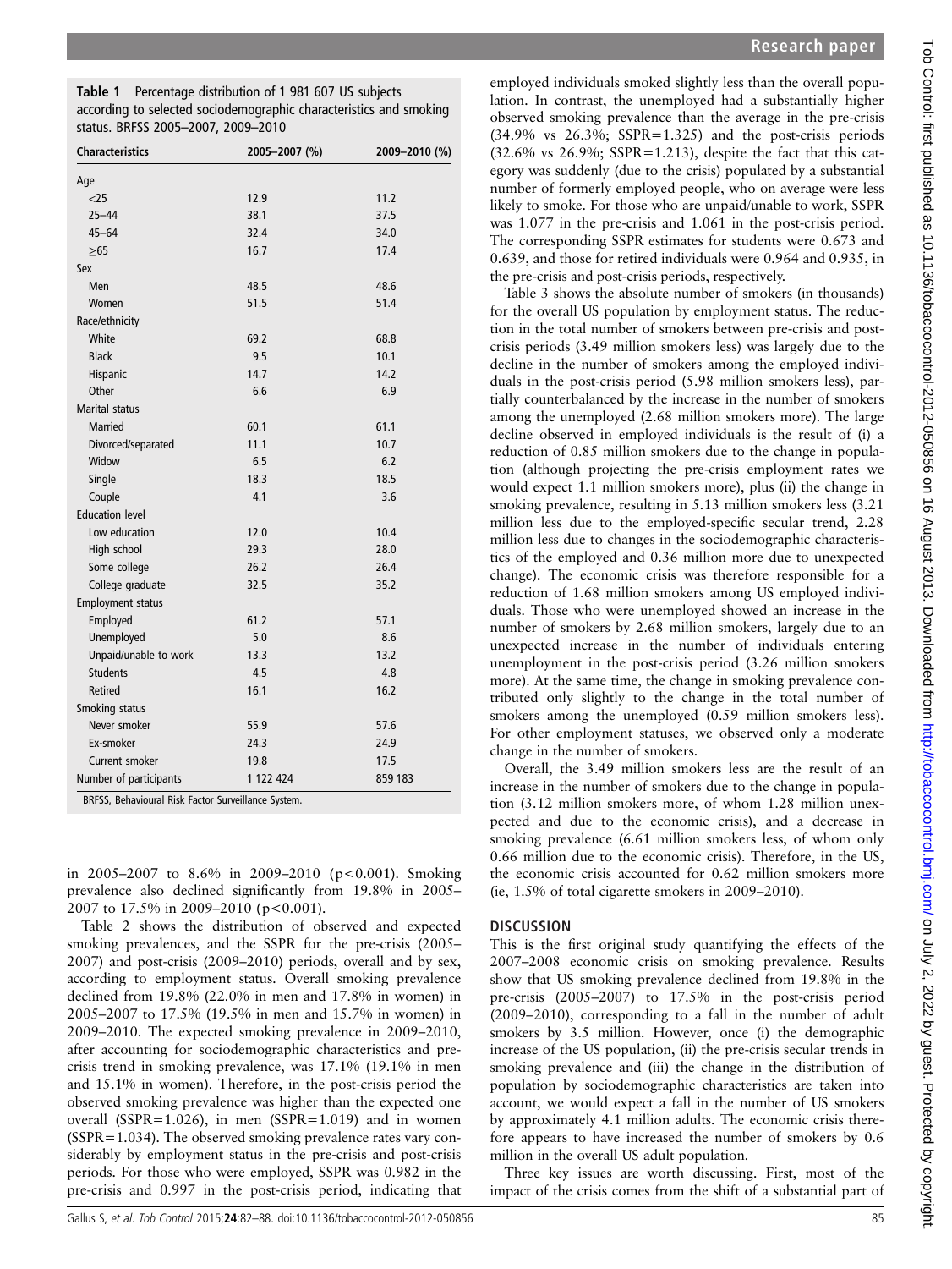**Table 1** Percentage distribution of 1 981 607 US subjects according to selected sociodemographic characteristics and smoking status. BRFSS 2005–2007, 2009–2010

| Characteristics | 2005–2007 (%) | 2009–2010 (%) |
|---|---|---|
| Age | | |
| <25 | 12.9 | 11.2 |
| 25–44 | 38.1 | 37.5 |
| 45–64 | 32.4 | 34.0 |
| ≥65 | 16.7 | 17.4 |
| Sex | | |
| Men | 48.5 | 48.6 |
| Women | 51.5 | 51.4 |
| Race/ethnicity | | |
| White | 69.2 | 68.8 |
| Black | 9.5 | 10.1 |
| Hispanic | 14.7 | 14.2 |
| Other | 6.6 | 6.9 |
| Marital status | | |
| Married | 60.1 | 61.1 |
| Divorced/separated | 11.1 | 10.7 |
| Widow | 6.5 | 6.2 |
| Single | 18.3 | 18.5 |
| Couple | 4.1 | 3.6 |
| Education level | | |
| Low education | 12.0 | 10.4 |
| High school | 29.3 | 28.0 |
| Some college | 26.2 | 26.4 |
| College graduate | 32.5 | 35.2 |
| Employment status | | |
| Employed | 61.2 | 57.1 |
| Unemployed | 5.0 | 8.6 |
| Unpaid/unable to work | 13.3 | 13.2 |
| Students | 4.5 | 4.8 |
| Retired | 16.1 | 16.2 |
| Smoking status | | |
| Never smoker | 55.9 | 57.6 |
| Ex-smoker | 24.3 | 24.9 |
| Current smoker | 19.8 | 17.5 |
| Number of participants | 1 122 424 | 859 183 |

BRFSS, Behavioural Risk Factor Surveillance System.

in 2005–2007 to 8.6% in 2009–2010 ($p<0.001$). Smoking prevalence also declined significantly from 19.8% in 2005–2007 to 17.5% in 2009–2010 ($p<0.001$).

Table 2 shows the distribution of observed and expected smoking prevalences, and the SSPR for the pre-crisis (2005–2007) and post-crisis (2009–2010) periods, overall and by sex, according to employment status. Overall smoking prevalence declined from 19.8% (22.0% in men and 17.8% in women) in 2005–2007 to 17.5% (19.5% in men and 15.7% in women) in 2009–2010. The expected smoking prevalence in 2009–2010, after accounting for sociodemographic characteristics and pre-crisis trend in smoking prevalence, was 17.1% (19.1% in men and 15.1% in women). Therefore, in the post-crisis period the observed smoking prevalence was higher than the expected one overall (SSPR=1.026), in men (SSPR=1.019) and in women (SSPR=1.034). The observed smoking prevalence rates vary considerably by employment status in the pre-crisis and post-crisis periods. For those who were employed, SSPR was 0.982 in the pre-crisis and 0.997 in the post-crisis period, indicating that employed individuals smoked slightly less than the overall population. In contrast, the unemployed had a substantially higher observed smoking prevalence than the average in the pre-crisis (34.9% vs 26.3%; SSPR=1.325) and the post-crisis periods (32.6% vs 26.9%; SSPR=1.213), despite the fact that this category was suddenly (due to the crisis) populated by a substantial number of formerly employed people, who on average were less likely to smoke. For those who are unpaid/unable to work, SSPR was 1.077 in the pre-crisis and 1.061 in the post-crisis period. The corresponding SSPR estimates for students were 0.673 and 0.639, and those for retired individuals were 0.964 and 0.935, in the pre-crisis and post-crisis periods, respectively.

Table 3 shows the absolute number of smokers (in thousands) for the overall US population by employment status. The reduction in the total number of smokers between pre-crisis and post-crisis periods (3.49 million smokers less) was largely due to the decline in the number of smokers among the employed individuals in the post-crisis period (5.98 million smokers less), partially counterbalanced by the increase in the number of smokers among the unemployed (2.68 million smokers more). The large decline observed in employed individuals is the result of (i) a reduction of 0.85 million smokers due to the change in population (although projecting the pre-crisis employment rates we would expect 1.1 million smokers more), plus (ii) the change in smoking prevalence, resulting in 5.13 million smokers less (3.21 million less due to the employed-specific secular trend, 2.28 million less due to changes in the sociodemographic characteristics of the employed and 0.36 million more due to unexpected change). The economic crisis was therefore responsible for a reduction of 1.68 million smokers among US employed individuals. Those who were unemployed showed an increase in the number of smokers by 2.68 million smokers, largely due to an unexpected increase in the number of individuals entering unemployment in the post-crisis period (3.26 million smokers more). At the same time, the change in smoking prevalence contributed only slightly to the change in the total number of smokers among the unemployed (0.59 million smokers less). For other employment statuses, we observed only a moderate change in the number of smokers.

Overall, the 3.49 million smokers less are the result of an increase in the number of smokers due to the change in population (3.12 million smokers more, of whom 1.28 million unexpected and due to the economic crisis), and a decrease in smoking prevalence (6.61 million smokers less, of whom only 0.66 million due to the economic crisis). Therefore, in the US, the economic crisis accounted for 0.62 million smokers more (ie, 1.5% of total cigarette smokers in 2009–2010).

## DISCUSSION

This is the first original study quantifying the effects of the 2007–2008 economic crisis on smoking prevalence. Results show that US smoking prevalence declined from 19.8% in the pre-crisis (2005–2007) to 17.5% in the post-crisis period (2009–2010), corresponding to a fall in the number of adult smokers by 3.5 million. However, once (i) the demographic increase of the US population, (ii) the pre-crisis secular trends in smoking prevalence and (iii) the change in the distribution of population by sociodemographic characteristics are taken into account, we would expect a fall in the number of US smokers by approximately 4.1 million adults. The economic crisis therefore appears to have increased the number of smokers by 0.6 million in the overall US adult population.

Three key issues are worth discussing. First, most of the impact of the crisis comes from the shift of a substantial part of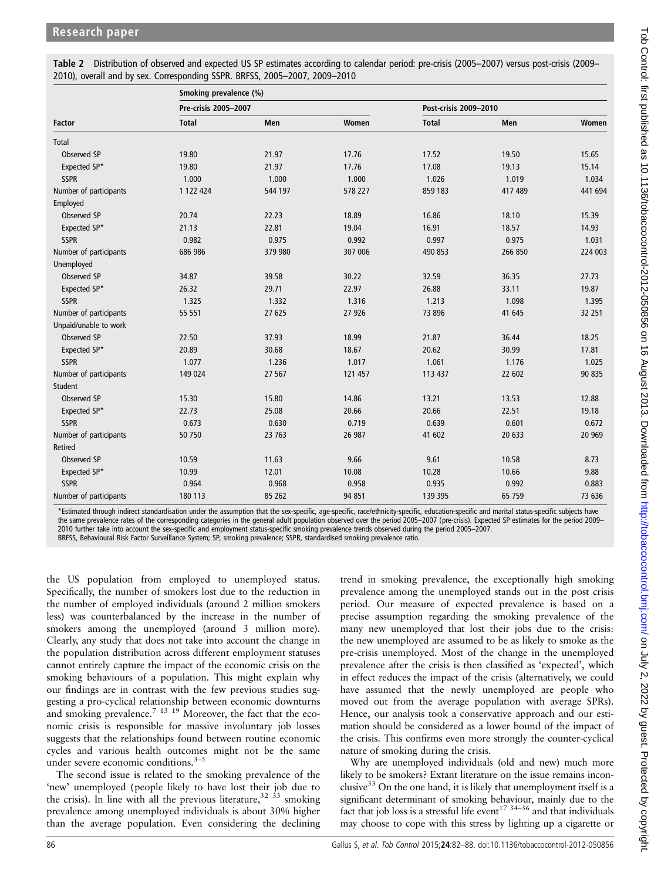**Table 2** Distribution of observed and expected US SP estimates according to calendar period: pre-crisis (2005–2007) versus post-crisis (2009–2010), overall and by sex. Corresponding SSPR. BRFSS, 2005–2007, 2009–2010

| | Smoking prevalence (%) | | | | | |
|---|---|---|---|---|---|---|
| | Pre-crisis 2005–2007 | | | Post-crisis 2009–2010 | | |
| Factor | Total | Men | Women | Total | Men | Women |
| Total | | | | | | |
| Observed SP | 19.80 | 21.97 | 17.76 | 17.52 | 19.50 | 15.65 |
| Expected SP* | 19.80 | 21.97 | 17.76 | 17.08 | 19.13 | 15.14 |
| SSPR | 1.000 | 1.000 | 1.000 | 1.026 | 1.019 | 1.034 |
| Number of participants | 1 122 424 | 544 197 | 578 227 | 859 183 | 417 489 | 441 694 |
| Employed | | | | | | |
| Observed SP | 20.74 | 22.23 | 18.89 | 16.86 | 18.10 | 15.39 |
| Expected SP* | 21.13 | 22.81 | 19.04 | 16.91 | 18.57 | 14.93 |
| SSPR | 0.982 | 0.975 | 0.992 | 0.997 | 0.975 | 1.031 |
| Number of participants | 686 986 | 379 980 | 307 006 | 490 853 | 266 850 | 224 003 |
| Unemployed | | | | | | |
| Observed SP | 34.87 | 39.58 | 30.22 | 32.59 | 36.35 | 27.73 |
| Expected SP* | 26.32 | 29.71 | 22.97 | 26.88 | 33.11 | 19.87 |
| SSPR | 1.325 | 1.332 | 1.316 | 1.213 | 1.098 | 1.395 |
| Number of participants | 55 551 | 27 625 | 27 926 | 73 896 | 41 645 | 32 251 |
| Unpaid/unable to work | | | | | | |
| Observed SP | 22.50 | 37.93 | 18.99 | 21.87 | 36.44 | 18.25 |
| Expected SP* | 20.89 | 30.68 | 18.67 | 20.62 | 30.99 | 17.81 |
| SSPR | 1.077 | 1.236 | 1.017 | 1.061 | 1.176 | 1.025 |
| Number of participants | 149 024 | 27 567 | 121 457 | 113 437 | 22 602 | 90 835 |
| Student | | | | | | |
| Observed SP | 15.30 | 15.80 | 14.86 | 13.21 | 13.53 | 12.88 |
| Expected SP* | 22.73 | 25.08 | 20.66 | 20.66 | 22.51 | 19.18 |
| SSPR | 0.673 | 0.630 | 0.719 | 0.639 | 0.601 | 0.672 |
| Number of participants | 50 750 | 23 763 | 26 987 | 41 602 | 20 633 | 20 969 |
| Retired | | | | | | |
| Observed SP | 10.59 | 11.63 | 9.66 | 9.61 | 10.58 | 8.73 |
| Expected SP* | 10.99 | 12.01 | 10.08 | 10.28 | 10.66 | 9.88 |
| SSPR | 0.964 | 0.968 | 0.958 | 0.935 | 0.992 | 0.883 |
| Number of participants | 180 113 | 85 262 | 94 851 | 139 395 | 65 759 | 73 636 |

*Estimated through indirect standardisation under the assumption that the sex-specific, age-specific, race/ethnicity-specific, education-specific and marital status-specific subjects have the same prevalence rates of the corresponding categories in the general adult population observed over the period 2005–2007 (pre-crisis). Expected SP estimates for the period 2009–2010 further take into account the sex-specific and employment status-specific smoking prevalence trends observed during the period 2005–2007.
BRFSS, Behavioural Risk Factor Surveillance System; SP, smoking prevalence; SSPR, standardised smoking prevalence ratio.

the US population from employed to unemployed status. Specifically, the number of smokers lost due to the reduction in the number of employed individuals (around 2 million smokers less) was counterbalanced by the increase in the number of smokers among the unemployed (around 3 million more). Clearly, any study that does not take into account the change in the population distribution across different employment statuses cannot entirely capture the impact of the economic crisis on the smoking behaviours of a population. This might explain why our findings are in contrast with the few previous studies suggesting a pro-cyclical relationship between economic downturns and smoking prevalence.[7 13 19] Moreover, the fact that the economic crisis is responsible for massive involuntary job losses suggests that the relationships found between routine economic cycles and various health outcomes might not be the same under severe economic conditions.[3–5]

The second issue is related to the smoking prevalence of the 'new' unemployed (people likely to have lost their job due to the crisis). In line with all the previous literature,[32 33] smoking prevalence among unemployed individuals is about 30% higher than the average population. Even considering the declining trend in smoking prevalence, the exceptionally high smoking prevalence among the unemployed stands out in the post crisis period. Our measure of expected prevalence is based on a precise assumption regarding the smoking prevalence of the many new unemployed that lost their jobs due to the crisis: the new unemployed are assumed to be as likely to smoke as the pre-crisis unemployed. Most of the change in the unemployed prevalence after the crisis is then classified as 'expected', which in effect reduces the impact of the crisis (alternatively, we could have assumed that the newly unemployed are people who moved out from the average population with average SPRs). Hence, our analysis took a conservative approach and our estimation should be considered as a lower bound of the impact of the crisis. This confirms even more strongly the counter-cyclical nature of smoking during the crisis.

Why are unemployed individuals (old and new) much more likely to be smokers? Extant literature on the issue remains inconclusive[33] On the one hand, it is likely that unemployment itself is a significant determinant of smoking behaviour, mainly due to the fact that job loss is a stressful life event[17 34–36] and that individuals may choose to cope with this stress by lighting up a cigarette or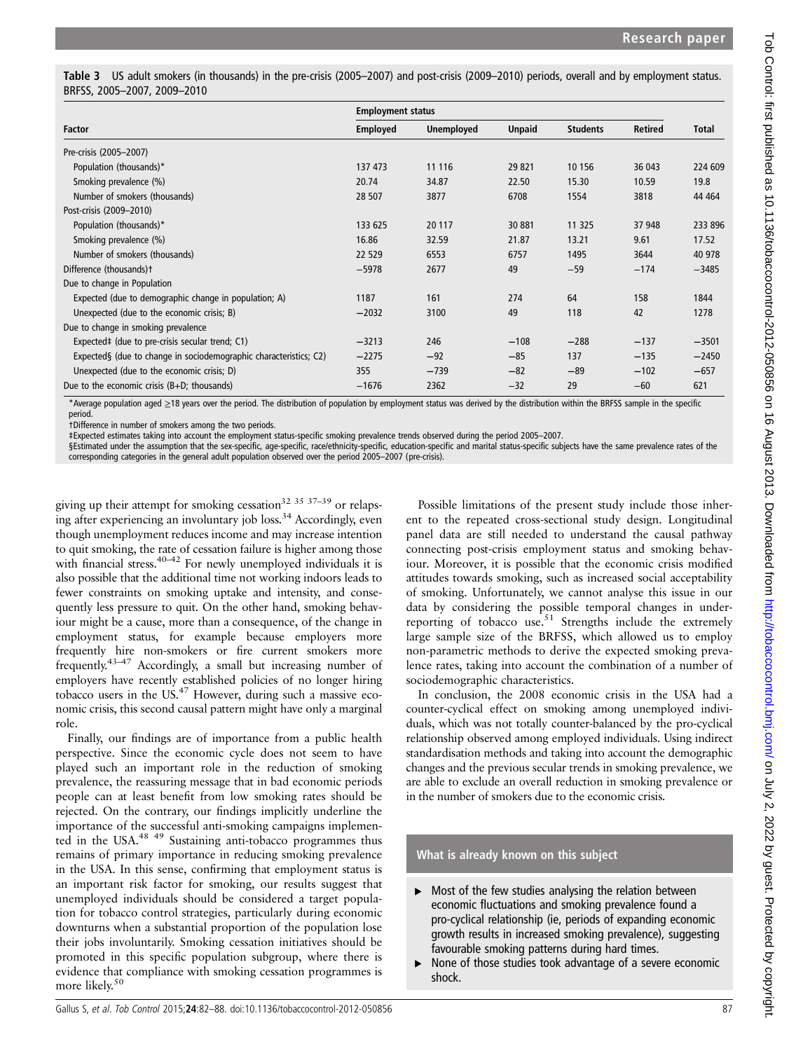**Table 3** US adult smokers (in thousands) in the pre-crisis (2005–2007) and post-crisis (2009–2010) periods, overall and by employment status. BRFSS, 2005–2007, 2009–2010

| Factor | Employment status | | | | | |
|---|---|---|---|---|---|---|
| | Employed | Unemployed | Unpaid | Students | Retired | Total |
| Pre-crisis (2005–2007) | | | | | | |
| Population (thousands)* | 137 473 | 11 116 | 29 821 | 10 156 | 36 043 | 224 609 |
| Smoking prevalence (%) | 20.74 | 34.87 | 22.50 | 15.30 | 10.59 | 19.8 |
| Number of smokers (thousands) | 28 507 | 3877 | 6708 | 1554 | 3818 | 44 464 |
| Post-crisis (2009–2010) | | | | | | |
| Population (thousands)* | 133 625 | 20 117 | 30 881 | 11 325 | 37 948 | 233 896 |
| Smoking prevalence (%) | 16.86 | 32.59 | 21.87 | 13.21 | 9.61 | 17.52 |
| Number of smokers (thousands) | 22 529 | 6553 | 6757 | 1495 | 3644 | 40 978 |
| Difference (thousands)† | −5978 | 2677 | 49 | −59 | −174 | −3485 |
| Due to change in Population | | | | | | |
| Expected (due to demographic change in population; A) | 1187 | 161 | 274 | 64 | 158 | 1844 |
| Unexpected (due to the economic crisis; B) | −2032 | 3100 | 49 | 118 | 42 | 1278 |
| Due to change in smoking prevalence | | | | | | |
| Expected‡ (due to pre-crisis secular trend; C1) | −3213 | 246 | −108 | −288 | −137 | −3501 |
| Expected§ (due to change in sociodemographic characteristics; C2) | −2275 | −92 | −85 | 137 | −135 | −2450 |
| Unexpected (due to the economic crisis; D) | 355 | −739 | −82 | −89 | −102 | −657 |
| Due to the economic crisis (B+D; thousands) | −1676 | 2362 | −32 | 29 | −60 | 621 |

*Average population aged ≥18 years over the period. The distribution of population by employment status was derived by the distribution within the BRFSS sample in the specific period.
†Difference in number of smokers among the two periods.
‡Expected estimates taking into account the employment status-specific smoking prevalence trends observed during the period 2005–2007.
§Estimated under the assumption that the sex-specific, age-specific, race/ethnicity-specific, education-specific and marital status-specific subjects have the same prevalence rates of the corresponding categories in the general adult population observed over the period 2005–2007 (pre-crisis).

giving up their attempt for smoking cessation[32 35 37–39] or relapsing after experiencing an involuntary job loss.[34] Accordingly, even though unemployment reduces income and may increase intention to quit smoking, the rate of cessation failure is higher among those with financial stress.[40–42] For newly unemployed individuals it is also possible that the additional time not working indoors leads to fewer constraints on smoking uptake and intensity, and consequently less pressure to quit. On the other hand, smoking behaviour might be a cause, more than a consequence, of the change in employment status, for example because employers more frequently hire non-smokers or fire current smokers more frequently.[43–47] Accordingly, a small but increasing number of employers have recently established policies of no longer hiring tobacco users in the US.[47] However, during such a massive economic crisis, this second causal pattern might have only a marginal role.

Finally, our findings are of importance from a public health perspective. Since the economic cycle does not seem to have played such an important role in the reduction of smoking prevalence, the reassuring message that in bad economic periods people can at least benefit from low smoking rates should be rejected. On the contrary, our findings implicitly underline the importance of the successful anti-smoking campaigns implemented in the USA.[48 49] Sustaining anti-tobacco programmes thus remains of primary importance in reducing smoking prevalence in the USA. In this sense, confirming that employment status is an important risk factor for smoking, our results suggest that unemployed individuals should be considered a target population for tobacco control strategies, particularly during economic downturns when a substantial proportion of the population lose their jobs involuntarily. Smoking cessation initiatives should be promoted in this specific population subgroup, where there is evidence that compliance with smoking cessation programmes is more likely.[50]

Possible limitations of the present study include those inherent to the repeated cross-sectional study design. Longitudinal panel data are still needed to understand the causal pathway connecting post-crisis employment status and smoking behaviour. Moreover, it is possible that the economic crisis modified attitudes towards smoking, such as increased social acceptability of smoking. Unfortunately, we cannot analyse this issue in our data by considering the possible temporal changes in underreporting of tobacco use.[51] Strengths include the extremely large sample size of the BRFSS, which allowed us to employ non-parametric methods to derive the expected smoking prevalence rates, taking into account the combination of a number of sociodemographic characteristics.

In conclusion, the 2008 economic crisis in the USA had a counter-cyclical effect on smoking among unemployed individuals, which was not totally counter-balanced by the pro-cyclical relationship observed among employed individuals. Using indirect standardisation methods and taking into account the demographic changes and the previous secular trends in smoking prevalence, we are able to exclude an overall reduction in smoking prevalence or in the number of smokers due to the economic crisis.

## What is already known on this subject

- Most of the few studies analysing the relation between economic fluctuations and smoking prevalence found a pro-cyclical relationship (ie, periods of expanding economic growth results in increased smoking prevalence), suggesting favourable smoking patterns during hard times.
- None of those studies took advantage of a severe economic shock.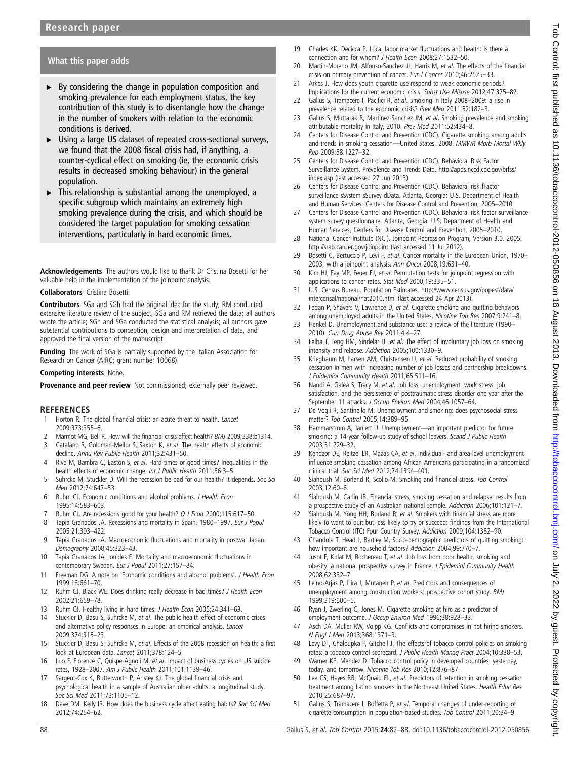## What this paper adds

- By considering the change in population composition and smoking prevalence for each employment status, the key contribution of this study is to disentangle how the change in the number of smokers with relation to the economic conditions is derived.
- Using a large US dataset of repeated cross-sectional surveys, we found that the 2008 fiscal crisis had, if anything, a counter-cyclical effect on smoking (ie, the economic crisis results in decreased smoking behaviour) in the general population.
- This relationship is substantial among the unemployed, a specific subgroup which maintains an extremely high smoking prevalence during the crisis, and which should be considered the target population for smoking cessation interventions, particularly in hard economic times.

**Acknowledgements** The authors would like to thank Dr Cristina Bosetti for her valuable help in the implementation of the joinpoint analysis.

**Collaborators** Cristina Bosetti.

**Contributors** SGa and SGh had the original idea for the study; RM conducted extensive literature review of the subject; SGa and RM retrieved the data; all authors wrote the article; SGh and SGa conducted the statistical analysis; all authors gave substantial contributions to conception, design and interpretation of data, and approved the final version of the manuscript.

**Funding** The work of SGa is partially supported by the Italian Association for Research on Cancer (AIRC; grant number 10068).

**Competing interests** None.

**Provenance and peer review** Not commissioned; externally peer reviewed.

## REFERENCES

1. Horton R. The global financial crisis: an acute threat to health. *Lancet* 2009;373:355–6.
2. Marmot MG, Bell R. How will the financial crisis affect health? *BMJ* 2009;338:b1314.
3. Catalano R, Goldman-Mellor S, Saxton K, *et al*. The health effects of economic decline. *Annu Rev Public Health* 2011;32:431–50.
4. Riva M, Bambra C, Easton S, *et al*. Hard times or good times? Inequalities in the health effects of economic change. *Int J Public Health* 2011;56:3–5.
5. Suhrcke M, Stuckler D. Will the recession be bad for our health? It depends. *Soc Sci Med* 2012;74:647–53.
6. Ruhm CJ. Economic conditions and alcohol problems. *J Health Econ* 1995;14:583–603.
7. Ruhm CJ. Are recessions good for your health? *Q J Econ* 2000;115:617–50.
8. Tapia Granados JA. Recessions and mortality in Spain, 1980–1997. *Eur J Popul* 2005;21:393–422.
9. Tapia Granados JA. Macroeconomic fluctuations and mortality in postwar Japan. *Demography* 2008;45:323–43.
10. Tapia Granados JA, Ionides E. Mortality and macroeconomic fluctuations in contemporary Sweden. *Eur J Popul* 2011;27:157–84.
11. Freeman DG. A note on 'Economic conditions and alcohol problems'. *J Health Econ* 1999;18:661–70.
12. Ruhm CJ, Black WE. Does drinking really decrease in bad times? *J Health Econ* 2002;21:659–78.
13. Ruhm CJ. Healthy living in hard times. *J Health Econ* 2005;24:341–63.
14. Stuckler D, Basu S, Suhrcke M, *et al*. The public health effect of economic crises and alternative policy responses in Europe: an empirical analysis. *Lancet* 2009;374:315–23.
15. Stuckler D, Basu S, Suhrcke M, *et al*. Effects of the 2008 recession on health: a first look at European data. *Lancet* 2011;378:124–5.
16. Luo F, Florence C, Quispe-Agnoli M, *et al*. Impact of business cycles on US suicide rates, 1928–2007. *Am J Public Health* 2011;101:1139–46.
17. Sargent-Cox K, Butterworth P, Anstey KJ. The global financial crisis and psychological health in a sample of Australian older adults: a longitudinal study. *Soc Sci Med* 2011;73:1105–12.
18. Dave DM, Kelly IR. How does the business cycle affect eating habits? *Soc Sci Med* 2012;74:254–62.
19. Charles KK, Decicca P. Local labor market fluctuations and health: is there a connection and for whom? *J Health Econ* 2008;27:1532–50.
20. Martin-Moreno JM, Alfonso-Sanchez JL, Harris M, *et al*. The effects of the financial crisis on primary prevention of cancer. *Eur J Cancer* 2010;46:2525–33.
21. Arkes J. How does youth cigarette use respond to weak economic periods? Implications for the current economic crisis. *Subst Use Misuse* 2012;47:375–82.
22. Gallus S, Tramacere I, Pacifici R, *et al*. Smoking in Italy 2008–2009: a rise in prevalence related to the economic crisis? *Prev Med* 2011;52:182–3.
23. Gallus S, Muttarak R, Martinez-Sanchez JM, *et al*. Smoking prevalence and smoking attributable mortality in Italy, 2010. *Prev Med* 2011;52:434–8.
24. Centers for Disease Control and Prevention (CDC). Cigarette smoking among adults and trends in smoking cessation—United States, 2008. *MMWR Morb Mortal Wkly Rep* 2009;58:1227–32.
25. Centers for Disease Control and Prevention (CDC). Behavioral Risk Factor Surveillance System. Prevalence and Trends Data. http://apps.nccd.cdc.gov/brfss/index.asp (last accessed 27 Jun 2013).
26. Centers for Disease Control and Prevention (CDC). Behavioral risk fFactor surveillance sSystem sSurvey dData. Atlanta, Georgia: U.S. Department of Health and Human Services, Centers for Disease Control and Prevention, 2005–2010.
27. Centers for Disease Control and Prevention (CDC). Behavioral risk factor surveillance system survey questionnaire. Atlanta, Georgia: U.S. Department of Health and Human Services, Centers for Disease Control and Prevention, 2005–2010.
28. National Cancer Institute (NCI). Joinpoint Regression Program, Version 3.0. 2005. http://srab.cancer.gov/joinpoint (last accessed 11 Jul 2012).
29. Bosetti C, Bertuccio P, Levi F, *et al*. Cancer mortality in the European Union, 1970–2003, with a joinpoint analysis. *Ann Oncol* 2008;19:631–40.
30. Kim HJ, Fay MP, Feuer EJ, *et al*. Permutation tests for joinpoint regression with applications to cancer rates. *Stat Med* 2000;19:335–51.
31. U.S. Census Bureau. Population Estimates. http://www.census.gov/popest/data/intercensal/national/nat2010.html (last accessed 24 Apr 2013).
32. Fagan P, Shavers V, Lawrence D, *et al*. Cigarette smoking and quitting behaviors among unemployed adults in the United States. *Nicotine Tob Res* 2007;9:241–8.
33. Henkel D. Unemployment and substance use: a review of the literature (1990–2010). *Curr Drug Abuse Rev* 2011;4:4–27.
34. Falba T, Teng HM, Sindelar JL, *et al*. The effect of involuntary job loss on smoking intensity and relapse. *Addiction* 2005;100:1330–9.
35. Kriegbaum M, Larsen AM, Christensen U, *et al*. Reduced probability of smoking cessation in men with increasing number of job losses and partnership breakdowns. *J Epidemiol Community Health* 2011;65:511–16.
36. Nandi A, Galea S, Tracy M, *et al*. Job loss, unemployment, work stress, job satisfaction, and the persistence of posttraumatic stress disorder one year after the September 11 attacks. *J Occup Environ Med* 2004;46:1057–64.
37. De Vogli R, Santinello M. Unemployment and smoking: does psychosocial stress matter? *Tob Control* 2005;14:389–95.
38. Hammarstrom A, Janlert U. Unemployment—an important predictor for future smoking: a 14-year follow-up study of school leavers. *Scand J Public Health* 2003;31:229–32.
39. Kendzor DE, Reitzel LR, Mazas CA, *et al*. Individual- and area-level unemployment influence smoking cessation among African Americans participating in a randomized clinical trial. *Soc Sci Med* 2012;74:1394–401.
40. Siahpush M, Borland R, Scollo M. Smoking and financial stress. *Tob Control* 2003;12:60–6.
41. Siahpush M, Carlin JB. Financial stress, smoking cessation and relapse: results from a prospective study of an Australian national sample. *Addiction* 2006;101:121–7.
42. Siahpush M, Yong HH, Borland R, *et al*. Smokers with financial stress are more likely to want to quit but less likely to try or succeed: findings from the International Tobacco Control (ITC) Four Country Survey. *Addiction* 2009;104:1382–90.
43. Chandola T, Head J, Bartley M. Socio-demographic predictors of quitting smoking: how important are household factors? *Addiction* 2004;99:770–7.
44. Jusot F, Khlat M, Rochereau T, *et al*. Job loss from poor health, smoking and obesity: a national prospective survey in France. *J Epidemiol Community Health* 2008;62:332–7.
45. Leino-Arjas P, Liira J, Mutanen P, *et al*. Predictors and consequences of unemployment among construction workers: prospective cohort study. *BMJ* 1999;319:600–5.
46. Ryan J, Zwerling C, Jones M. Cigarette smoking at hire as a predictor of employment outcome. *J Occup Environ Med* 1996;38:928–33.
47. Asch DA, Muller RW, Volpp KG. Conflicts and compromises in not hiring smokers. *N Engl J Med* 2013;368:1371–3.
48. Levy DT, Chaloupka F, Gitchell J. The effects of tobacco control policies on smoking rates: a tobacco control scorecard. *J Public Health Manag Pract* 2004;10:338–53.
49. Warner KE, Mendez D. Tobacco control policy in developed countries: yesterday, today, and tomorrow. *Nicotine Tob Res* 2010;12:876–87.
50. Lee CS, Hayes RB, McQuaid EL, *et al*. Predictors of retention in smoking cessation treatment among Latino smokers in the Northeast United States. *Health Educ Res* 2010;25:687–97.
51. Gallus S, Tramacere I, Boffetta P, *et al*. Temporal changes of under-reporting of cigarette consumption in population-based studies. *Tob Control* 2011;20:34–9.